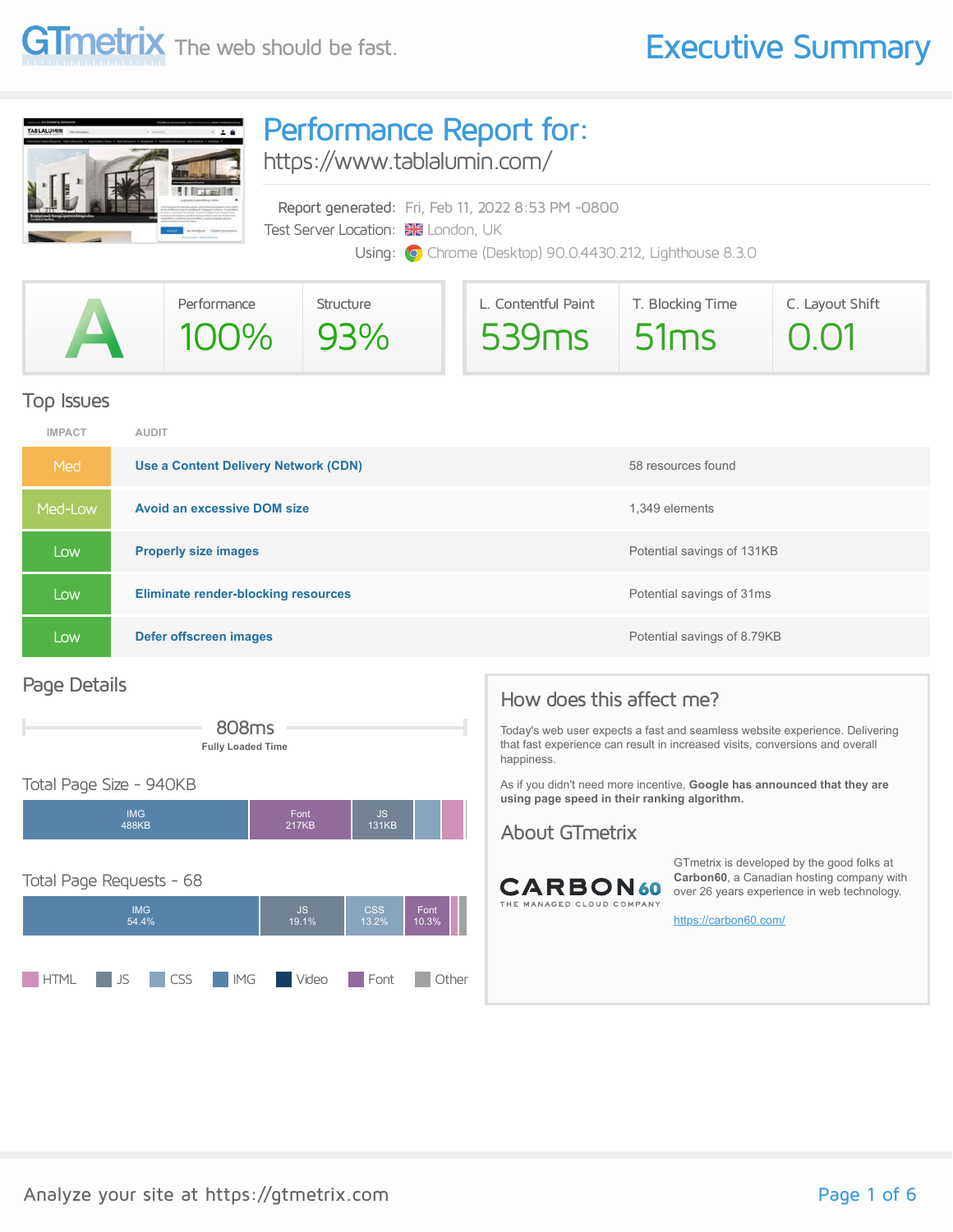# GTmetrix — The web should be fast.

## Executive Summary

# Performance Report for:

https://www.tablalumin.com/

Report generated: Fri, Feb 11, 2022 8:53 PM -0800
Test Server Location: London, UK
Using: Chrome (Desktop) 90.0.4430.212, Lighthouse 8.3.0

| GTmetrix Grade | Performance | Structure |
| --- | --- | --- |
| A | 100% | 93% |

| L. Contentful Paint | T. Blocking Time | C. Layout Shift |
| --- | --- | --- |
| 539ms | 51ms | 0.01 |

## Top Issues

| IMPACT | AUDIT | |
| --- | --- | --- |
| Med | **Use a Content Delivery Network (CDN)** | 58 resources found |
| Med-Low | **Avoid an excessive DOM size** | 1,349 elements |
| Low | **Properly size images** | Potential savings of 131KB |
| Low | **Eliminate render-blocking resources** | Potential savings of 31ms |
| Low | **Defer offscreen images** | Potential savings of 8.79KB |

## Page Details

808ms
**Fully Loaded Time**

### Total Page Size - 940KB

IMG 488KB | Font 217KB | JS 131KB

### Total Page Requests - 68

IMG 54.4% | JS 19.1% | CSS 13.2% | Font 10.3%

HTML | JS | CSS | IMG | Video | Font | Other

## How does this affect me?

Today's web user expects a fast and seamless website experience. Delivering that fast experience can result in increased visits, conversions and overall happiness.

As if you didn't need more incentive, **Google has announced that they are using page speed in their ranking algorithm.**

## About GTmetrix

CARBON60 — THE MANAGED CLOUD COMPANY

GTmetrix is developed by the good folks at **Carbon60**, a Canadian hosting company with over 26 years experience in web technology.

https://carbon60.com/

Analyze your site at https://gtmetrix.com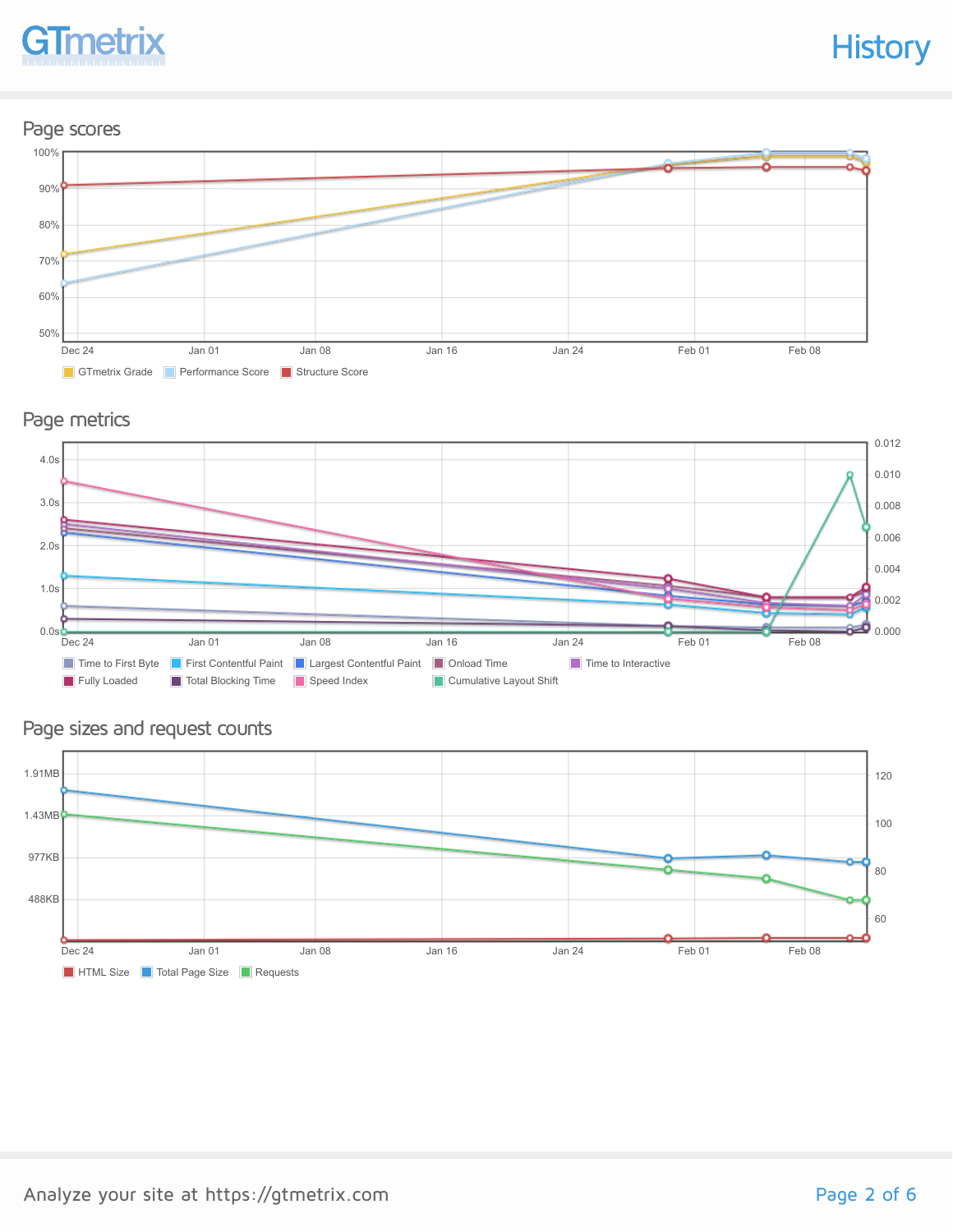## History

### Page scores

100%
90%
80%
70%
60%
50%

Dec 24 | Jan 01 | Jan 08 | Jan 16 | Jan 24 | Feb 01 | Feb 08

GTmetrix Grade | Performance Score | Structure Score

### Page metrics

4.0s
3.0s
2.0s
1.0s
0.0s

0.012
0.010
0.008
0.006
0.004
0.002
0.000

Dec 24 | Jan 01 | Jan 08 | Jan 16 | Jan 24 | Feb 01 | Feb 08

Time to First Byte | First Contentful Paint | Largest Contentful Paint | Onload Time | Time to Interactive | Fully Loaded | Total Blocking Time | Speed Index | Cumulative Layout Shift

### Page sizes and request counts

1.91MB
1.43MB
977KB
488KB

120
100
80
60

Dec 24 | Jan 01 | Jan 08 | Jan 16 | Jan 24 | Feb 01 | Feb 08

HTML Size | Total Page Size | Requests

Analyze your site at https://gtmetrix.com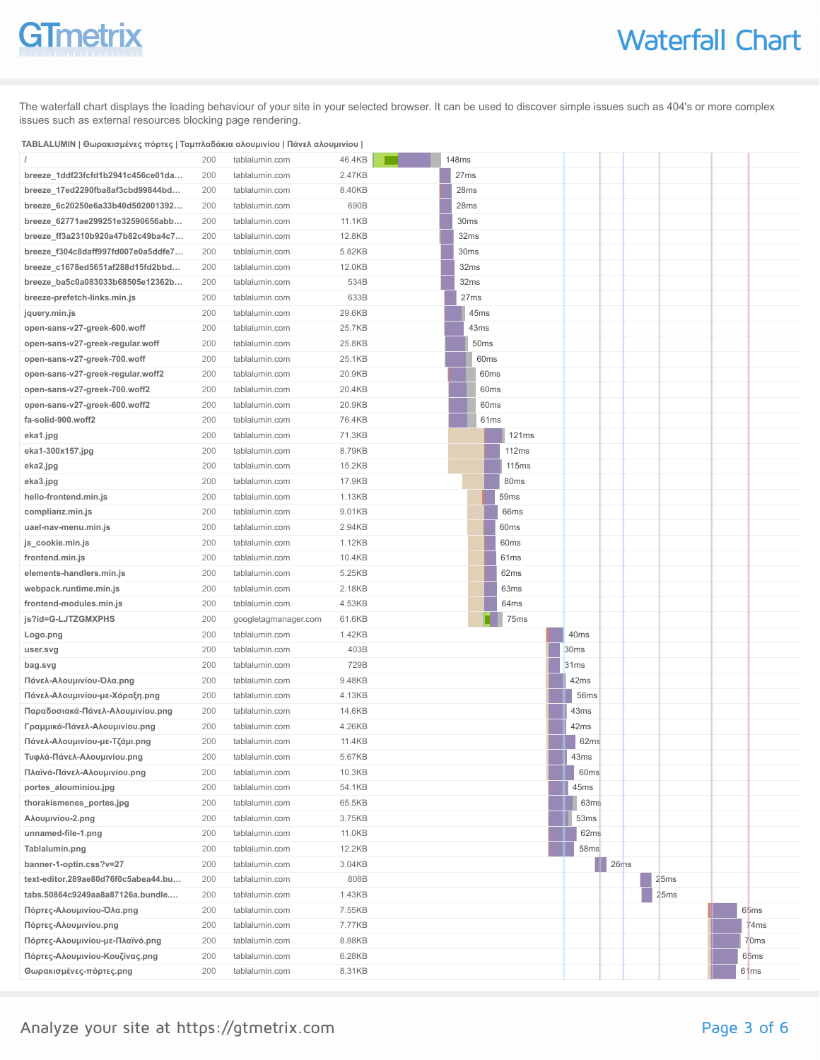# Waterfall Chart

The waterfall chart displays the loading behaviour of your site in your selected browser. It can be used to discover simple issues such as 404's or more complex issues such as external resources blocking page rendering.

**TABLALUMIN | Θωρακισμένες πόρτες | Ταμπλαδάκια αλουμινίου | Πάνελ αλουμινίου |**

| Resource | Status | Domain | Size | Time |
|---|---|---|---|---|
| / | 200 | tablalumin.com | 46.4KB | 148ms |
| breeze_1ddf23fcfd1b2941c456ce01da... | 200 | tablalumin.com | 2.47KB | 27ms |
| breeze_17ed2290fba8af3cbd99844bd... | 200 | tablalumin.com | 8.40KB | 28ms |
| breeze_6c20250e6a33b40d502001392... | 200 | tablalumin.com | 690B | 28ms |
| breeze_62771ae299251e32590656abb... | 200 | tablalumin.com | 11.1KB | 30ms |
| breeze_ff3a2310b920a47b82c49ba4c7... | 200 | tablalumin.com | 12.8KB | 32ms |
| breeze_f304c8daff997fd007e0a5ddfe7... | 200 | tablalumin.com | 5.82KB | 30ms |
| breeze_c1678ed5651af288d15fd2bbd... | 200 | tablalumin.com | 12.0KB | 32ms |
| breeze_ba5c0a083033b68505e12362b... | 200 | tablalumin.com | 534B | 32ms |
| breeze-prefetch-links.min.js | 200 | tablalumin.com | 633B | 27ms |
| jquery.min.js | 200 | tablalumin.com | 29.6KB | 45ms |
| open-sans-v27-greek-600.woff | 200 | tablalumin.com | 25.7KB | 43ms |
| open-sans-v27-greek-regular.woff | 200 | tablalumin.com | 25.8KB | 50ms |
| open-sans-v27-greek-700.woff | 200 | tablalumin.com | 25.1KB | 60ms |
| open-sans-v27-greek-regular.woff2 | 200 | tablalumin.com | 20.9KB | 60ms |
| open-sans-v27-greek-700.woff2 | 200 | tablalumin.com | 20.4KB | 60ms |
| open-sans-v27-greek-600.woff2 | 200 | tablalumin.com | 20.9KB | 60ms |
| fa-solid-900.woff2 | 200 | tablalumin.com | 76.4KB | 61ms |
| eka1.jpg | 200 | tablalumin.com | 71.3KB | 121ms |
| eka1-300x157.jpg | 200 | tablalumin.com | 8.79KB | 112ms |
| eka2.jpg | 200 | tablalumin.com | 15.2KB | 115ms |
| eka3.jpg | 200 | tablalumin.com | 17.9KB | 80ms |
| hello-frontend.min.js | 200 | tablalumin.com | 1.13KB | 59ms |
| complianz.min.js | 200 | tablalumin.com | 9.01KB | 66ms |
| uael-nav-menu.min.js | 200 | tablalumin.com | 2.94KB | 60ms |
| js_cookie.min.js | 200 | tablalumin.com | 1.12KB | 60ms |
| frontend.min.js | 200 | tablalumin.com | 10.4KB | 61ms |
| elements-handlers.min.js | 200 | tablalumin.com | 5.25KB | 62ms |
| webpack.runtime.min.js | 200 | tablalumin.com | 2.18KB | 63ms |
| frontend-modules.min.js | 200 | tablalumin.com | 4.53KB | 64ms |
| js?id=G-LJTZGMXPHS | 200 | googletagmanager.com | 61.6KB | 75ms |
| Logo.png | 200 | tablalumin.com | 1.42KB | 40ms |
| user.svg | 200 | tablalumin.com | 403B | 30ms |
| bag.svg | 200 | tablalumin.com | 729B | 31ms |
| Πάνελ-Αλουμινίου-Όλα.png | 200 | tablalumin.com | 9.48KB | 42ms |
| Πάνελ-Αλουμινίου-με-Χάραξη.png | 200 | tablalumin.com | 4.13KB | 56ms |
| Παραδοσιακά-Πάνελ-Αλουμινίου.png | 200 | tablalumin.com | 14.6KB | 43ms |
| Γραμμικά-Πάνελ-Αλουμινίου.png | 200 | tablalumin.com | 4.26KB | 42ms |
| Πάνελ-Αλουμινίου-με-Τζάμι.png | 200 | tablalumin.com | 11.4KB | 62ms |
| Τυφλά-Πάνελ-Αλουμινίου.png | 200 | tablalumin.com | 5.67KB | 43ms |
| Πλαϊνά-Πάνελ-Αλουμινίου.png | 200 | tablalumin.com | 10.3KB | 60ms |
| portes_alouminiou.jpg | 200 | tablalumin.com | 54.1KB | 45ms |
| thorakismenes_portes.jpg | 200 | tablalumin.com | 65.5KB | 63ms |
| Αλουμινίου-2.png | 200 | tablalumin.com | 3.75KB | 53ms |
| unnamed-file-1.png | 200 | tablalumin.com | 11.0KB | 62ms |
| Tablalumin.png | 200 | tablalumin.com | 12.2KB | 58ms |
| banner-1-optin.css?v=27 | 200 | tablalumin.com | 3.04KB | 26ms |
| text-editor.289ae80d76f0c5abea44.bu... | 200 | tablalumin.com | 808B | 25ms |
| tabs.50864c9249aa8a87126a.bundle.... | 200 | tablalumin.com | 1.43KB | 25ms |
| Πόρτες-Αλουμινίου-Όλα.png | 200 | tablalumin.com | 7.55KB | 65ms |
| Πόρτες-Αλουμινίου.png | 200 | tablalumin.com | 7.77KB | 74ms |
| Πόρτες-Αλουμινίου-με-Πλαϊνό.png | 200 | tablalumin.com | 8.88KB | 70ms |
| Πόρτες-Αλουμινίου-Κουζίνας.png | 200 | tablalumin.com | 6.28KB | 65ms |
| Θωρακισμένες-πόρτες.png | 200 | tablalumin.com | 8.31KB | 61ms |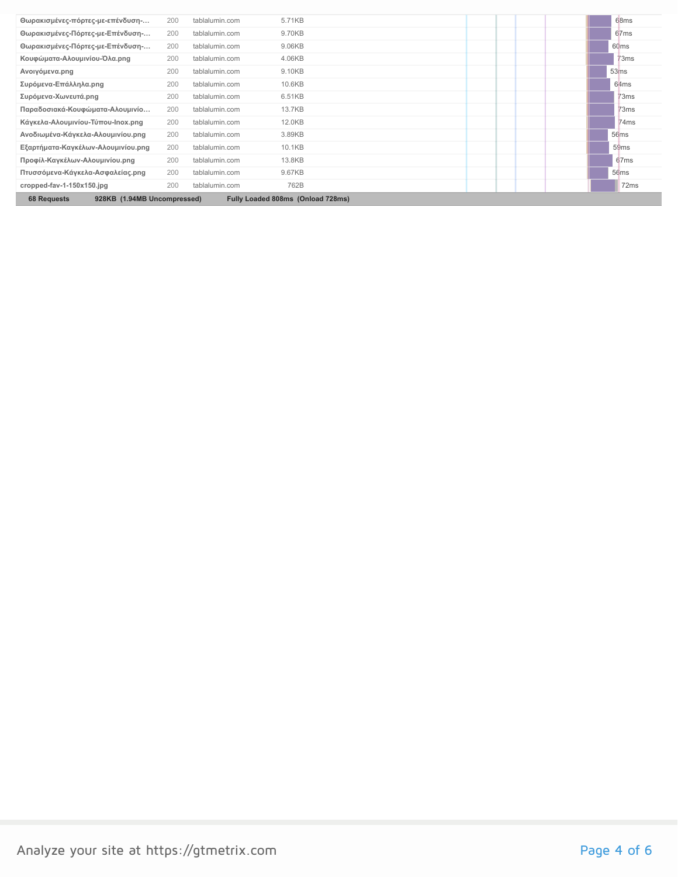| File | Status | Domain | Size | Time |
|---|---|---|---|---|
| Θωρακισμένες-πόρτες-με-επένδυση-... | 200 | tablalumin.com | 5.71KB | 68ms |
| Θωρακισμένες-Πόρτες-με-Επένδυση-... | 200 | tablalumin.com | 9.70KB | 67ms |
| Θωρακισμένες-Πόρτες-με-Επένδυση-... | 200 | tablalumin.com | 9.06KB | 60ms |
| Κουφώματα-Αλουμινίου-Όλα.png | 200 | tablalumin.com | 4.06KB | 73ms |
| Ανοιγόμενα.png | 200 | tablalumin.com | 9.10KB | 53ms |
| Συρόμενα-Επάλληλα.png | 200 | tablalumin.com | 10.6KB | 64ms |
| Συρόμενα-Χωνευτά.png | 200 | tablalumin.com | 6.51KB | 73ms |
| Παραδοσιακά-Κουφώματα-Αλουμινίο... | 200 | tablalumin.com | 13.7KB | 73ms |
| Κάγκελα-Αλουμινίου-Τύπου-Inox.png | 200 | tablalumin.com | 12.0KB | 74ms |
| Ανοδιωμένα-Κάγκελα-Αλουμινίου.png | 200 | tablalumin.com | 3.89KB | 56ms |
| Εξαρτήματα-Καγκέλων-Αλουμινίου.png | 200 | tablalumin.com | 10.1KB | 59ms |
| Προφίλ-Καγκέλων-Αλουμινίου.png | 200 | tablalumin.com | 13.8KB | 67ms |
| Πτυσσόμενα-Κάγκελα-Ασφαλείας.png | 200 | tablalumin.com | 9.67KB | 56ms |
| cropped-fav-1-150x150.jpg | 200 | tablalumin.com | 762B | 72ms |
| **68 Requests** | | **928KB (1.94MB Uncompressed)** | **Fully Loaded 808ms (Onload 728ms)** | |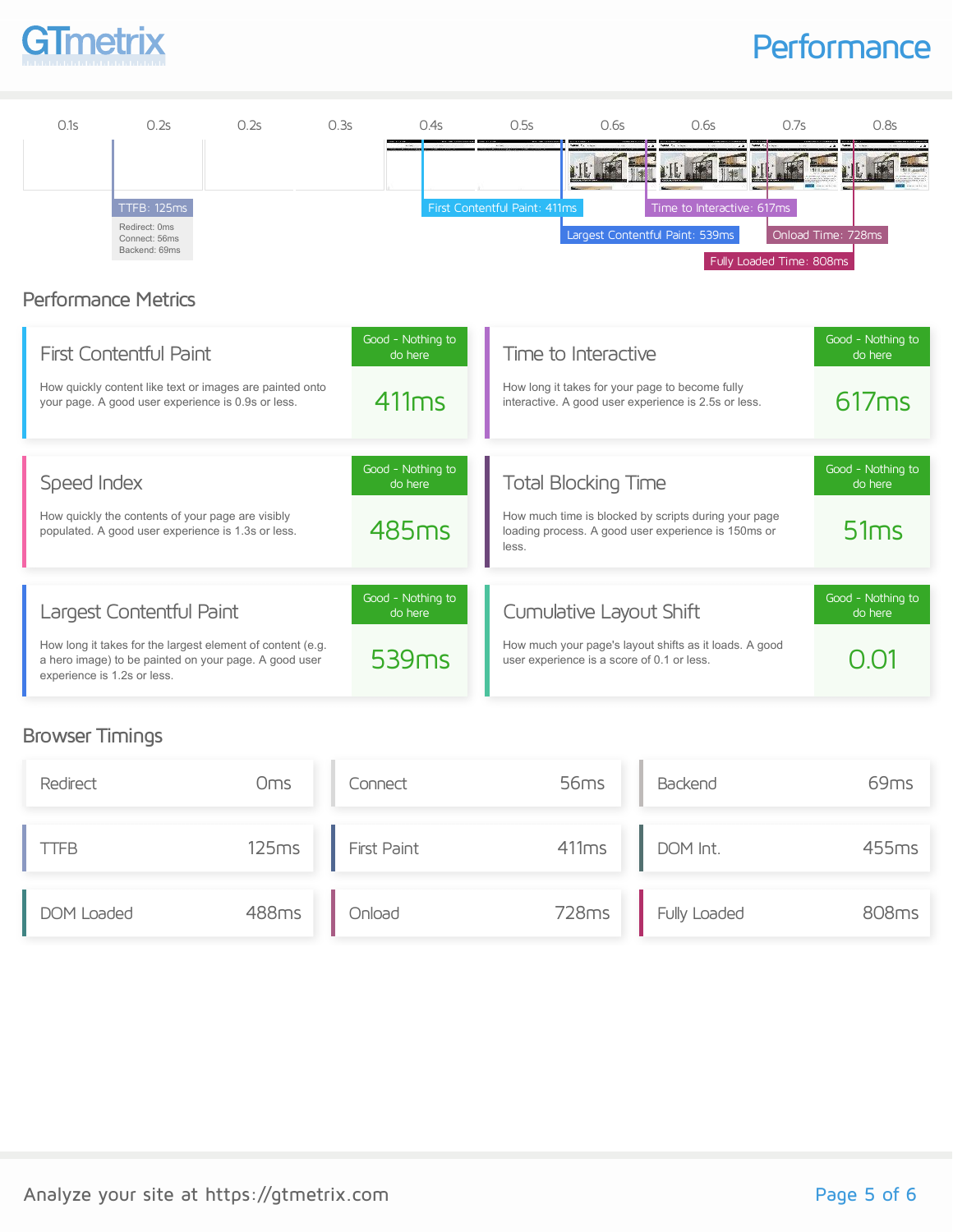# Performance

0.1s | 0.2s | 0.2s | 0.3s | 0.4s | 0.5s | 0.6s | 0.6s | 0.7s | 0.8s

TTFB: 125ms
Redirect: 0ms
Connect: 56ms
Backend: 69ms

First Contentful Paint: 411ms

Largest Contentful Paint: 539ms

Time to Interactive: 617ms

Onload Time: 728ms

Fully Loaded Time: 808ms

## Performance Metrics

### First Contentful Paint

How quickly content like text or images are painted onto your page. A good user experience is 0.9s or less.

Good - Nothing to do here

**411ms**

### Time to Interactive

How long it takes for your page to become fully interactive. A good user experience is 2.5s or less.

Good - Nothing to do here

**617ms**

### Speed Index

How quickly the contents of your page are visibly populated. A good user experience is 1.3s or less.

Good - Nothing to do here

**485ms**

### Total Blocking Time

How much time is blocked by scripts during your page loading process. A good user experience is 150ms or less.

Good - Nothing to do here

**51ms**

### Largest Contentful Paint

How long it takes for the largest element of content (e.g. a hero image) to be painted on your page. A good user experience is 1.2s or less.

Good - Nothing to do here

**539ms**

### Cumulative Layout Shift

How much your page's layout shifts as it loads. A good user experience is a score of 0.1 or less.

Good - Nothing to do here

**0.01**

## Browser Timings

| Timing | Value |
|---|---|
| Redirect | 0ms |
| Connect | 56ms |
| Backend | 69ms |
| TTFB | 125ms |
| First Paint | 411ms |
| DOM Int. | 455ms |
| DOM Loaded | 488ms |
| Onload | 728ms |
| Fully Loaded | 808ms |

Analyze your site at https://gtmetrix.com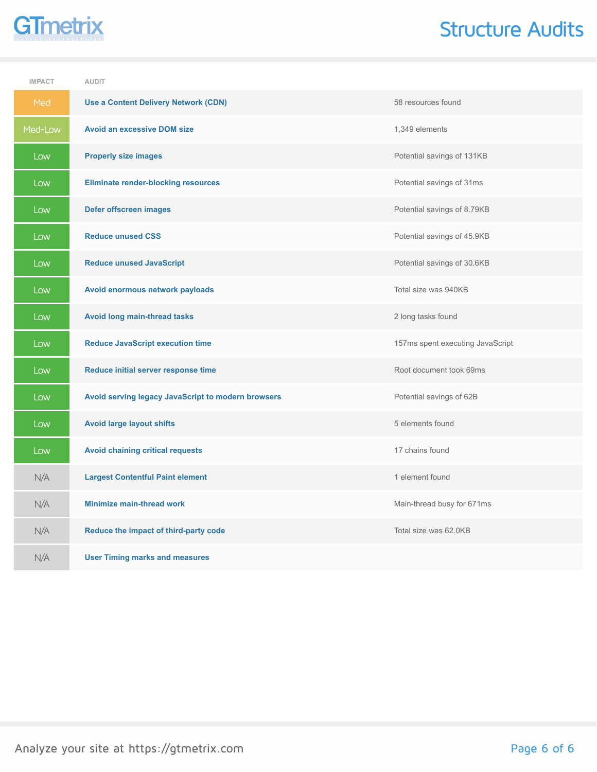# Structure Audits

| IMPACT | AUDIT | |
|---|---|---|
| Med | **Use a Content Delivery Network (CDN)** | 58 resources found |
| Med-Low | **Avoid an excessive DOM size** | 1,349 elements |
| Low | **Properly size images** | Potential savings of 131KB |
| Low | **Eliminate render-blocking resources** | Potential savings of 31ms |
| Low | **Defer offscreen images** | Potential savings of 8.79KB |
| Low | **Reduce unused CSS** | Potential savings of 45.9KB |
| Low | **Reduce unused JavaScript** | Potential savings of 30.6KB |
| Low | **Avoid enormous network payloads** | Total size was 940KB |
| Low | **Avoid long main-thread tasks** | 2 long tasks found |
| Low | **Reduce JavaScript execution time** | 157ms spent executing JavaScript |
| Low | **Reduce initial server response time** | Root document took 69ms |
| Low | **Avoid serving legacy JavaScript to modern browsers** | Potential savings of 62B |
| Low | **Avoid large layout shifts** | 5 elements found |
| Low | **Avoid chaining critical requests** | 17 chains found |
| N/A | **Largest Contentful Paint element** | 1 element found |
| N/A | **Minimize main-thread work** | Main-thread busy for 671ms |
| N/A | **Reduce the impact of third-party code** | Total size was 62.0KB |
| N/A | **User Timing marks and measures** | |